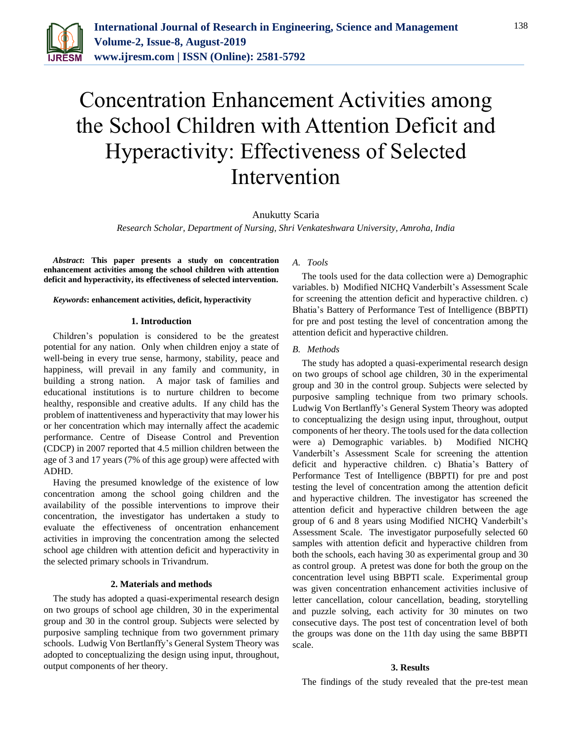# Concentration Enhancement Activities among the School Children with Attention Deficit and Hyperactivity: Effectiveness of Selected Intervention

Anukutty Scaria

*Research Scholar, Department of Nursing, Shri Venkateshwara University, Amroha, India*

***Abstract*: This paper presents a study on concentration enhancement activities among the school children with attention deficit and hyperactivity, its effectiveness of selected intervention.**

***Keywords*: enhancement activities, deficit, hyperactivity**

## 1. Introduction

Children's population is considered to be the greatest potential for any nation. Only when children enjoy a state of well-being in every true sense, harmony, stability, peace and happiness, will prevail in any family and community, in building a strong nation. A major task of families and educational institutions is to nurture children to become healthy, responsible and creative adults. If any child has the problem of inattentiveness and hyperactivity that may lower his or her concentration which may internally affect the academic performance. Centre of Disease Control and Prevention (CDCP) in 2007 reported that 4.5 million children between the age of 3 and 17 years (7% of this age group) were affected with ADHD.

Having the presumed knowledge of the existence of low concentration among the school going children and the availability of the possible interventions to improve their concentration, the investigator has undertaken a study to evaluate the effectiveness of oncentration enhancement activities in improving the concentration among the selected school age children with attention deficit and hyperactivity in the selected primary schools in Trivandrum.

## 2. Materials and methods

The study has adopted a quasi-experimental research design on two groups of school age children, 30 in the experimental group and 30 in the control group. Subjects were selected by purposive sampling technique from two government primary schools. Ludwig Von Bertlanffy's General System Theory was adopted to conceptualizing the design using input, throughout, output components of her theory.

### *A. Tools*

The tools used for the data collection were a) Demographic variables. b) Modified NICHQ Vanderbilt's Assessment Scale for screening the attention deficit and hyperactive children. c) Bhatia's Battery of Performance Test of Intelligence (BBPTI) for pre and post testing the level of concentration among the attention deficit and hyperactive children.

### *B. Methods*

The study has adopted a quasi-experimental research design on two groups of school age children, 30 in the experimental group and 30 in the control group. Subjects were selected by purposive sampling technique from two primary schools. Ludwig Von Bertlanffy's General System Theory was adopted to conceptualizing the design using input, throughout, output components of her theory. The tools used for the data collection were a) Demographic variables. b) Modified NICHQ Vanderbilt's Assessment Scale for screening the attention deficit and hyperactive children. c) Bhatia's Battery of Performance Test of Intelligence (BBPTI) for pre and post testing the level of concentration among the attention deficit and hyperactive children. The investigator has screened the attention deficit and hyperactive children between the age group of 6 and 8 years using Modified NICHQ Vanderbilt's Assessment Scale. The investigator purposefully selected 60 samples with attention deficit and hyperactive children from both the schools, each having 30 as experimental group and 30 as control group. A pretest was done for both the group on the concentration level using BBPTI scale. Experimental group was given concentration enhancement activities inclusive of letter cancellation, colour cancellation, beading, storytelling and puzzle solving, each activity for 30 minutes on two consecutive days. The post test of concentration level of both the groups was done on the 11th day using the same BBPTI scale.

## 3. Results

The findings of the study revealed that the pre-test mean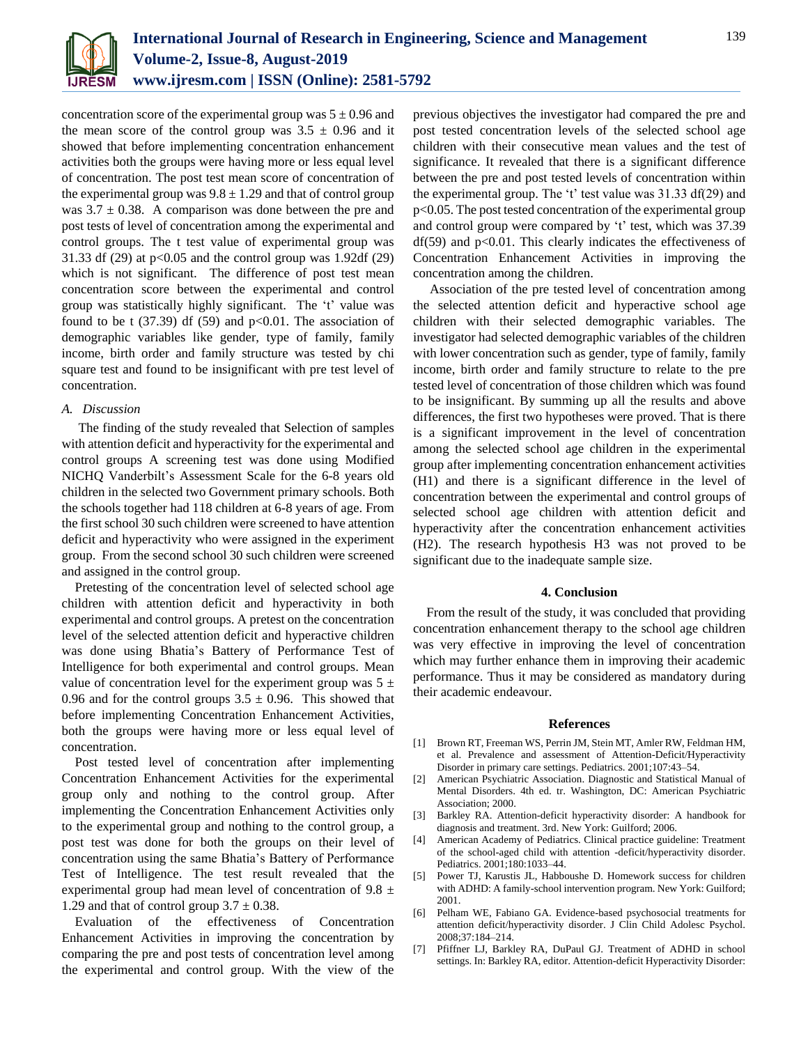concentration score of the experimental group was 5 ± 0.96 and the mean score of the control group was 3.5 ± 0.96 and it showed that before implementing concentration enhancement activities both the groups were having more or less equal level of concentration. The post test mean score of concentration of the experimental group was 9.8 ± 1.29 and that of control group was 3.7 ± 0.38. A comparison was done between the pre and post tests of level of concentration among the experimental and control groups. The t test value of experimental group was 31.33 df (29) at $p<0.05$ and the control group was 1.92df (29) which is not significant. The difference of post test mean concentration score between the experimental and control group was statistically highly significant. The 't' value was found to be t (37.39) df (59) and $p<0.01$. The association of demographic variables like gender, type of family, family income, birth order and family structure was tested by chi square test and found to be insignificant with pre test level of concentration.

### A. Discussion

The finding of the study revealed that Selection of samples with attention deficit and hyperactivity for the experimental and control groups A screening test was done using Modified NICHQ Vanderbilt's Assessment Scale for the 6-8 years old children in the selected two Government primary schools. Both the schools together had 118 children at 6-8 years of age. From the first school 30 such children were screened to have attention deficit and hyperactivity who were assigned in the experiment group. From the second school 30 such children were screened and assigned in the control group.

Pretesting of the concentration level of selected school age children with attention deficit and hyperactivity in both experimental and control groups. A pretest on the concentration level of the selected attention deficit and hyperactive children was done using Bhatia's Battery of Performance Test of Intelligence for both experimental and control groups. Mean value of concentration level for the experiment group was 5 ± 0.96 and for the control groups 3.5 ± 0.96. This showed that before implementing Concentration Enhancement Activities, both the groups were having more or less equal level of concentration.

Post tested level of concentration after implementing Concentration Enhancement Activities for the experimental group only and nothing to the control group. After implementing the Concentration Enhancement Activities only to the experimental group and nothing to the control group, a post test was done for both the groups on their level of concentration using the same Bhatia's Battery of Performance Test of Intelligence. The test result revealed that the experimental group had mean level of concentration of 9.8 ± 1.29 and that of control group 3.7 ± 0.38.

Evaluation of the effectiveness of Concentration Enhancement Activities in improving the concentration by comparing the pre and post tests of concentration level among the experimental and control group. With the view of the previous objectives the investigator had compared the pre and post tested concentration levels of the selected school age children with their consecutive mean values and the test of significance. It revealed that there is a significant difference between the pre and post tested levels of concentration within the experimental group. The 't' test value was 31.33 df(29) and $p<0.05$. The post tested concentration of the experimental group and control group were compared by 't' test, which was 37.39 df(59) and $p<0.01$. This clearly indicates the effectiveness of Concentration Enhancement Activities in improving the concentration among the children.

Association of the pre tested level of concentration among the selected attention deficit and hyperactive school age children with their selected demographic variables. The investigator had selected demographic variables of the children with lower concentration such as gender, type of family, family income, birth order and family structure to relate to the pre tested level of concentration of those children which was found to be insignificant. By summing up all the results and above differences, the first two hypotheses were proved. That is there is a significant improvement in the level of concentration among the selected school age children in the experimental group after implementing concentration enhancement activities (H1) and there is a significant difference in the level of concentration between the experimental and control groups of selected school age children with attention deficit and hyperactivity after the concentration enhancement activities (H2). The research hypothesis H3 was not proved to be significant due to the inadequate sample size.

## 4. Conclusion

From the result of the study, it was concluded that providing concentration enhancement therapy to the school age children was very effective in improving the level of concentration which may further enhance them in improving their academic performance. Thus it may be considered as mandatory during their academic endeavour.

## References

[1] Brown RT, Freeman WS, Perrin JM, Stein MT, Amler RW, Feldman HM, et al. Prevalence and assessment of Attention-Deficit/Hyperactivity Disorder in primary care settings. Pediatrics. 2001;107:43–54.

[2] American Psychiatric Association. Diagnostic and Statistical Manual of Mental Disorders. 4th ed. tr. Washington, DC: American Psychiatric Association; 2000.

[3] Barkley RA. Attention-deficit hyperactivity disorder: A handbook for diagnosis and treatment. 3rd. New York: Guilford; 2006.

[4] American Academy of Pediatrics. Clinical practice guideline: Treatment of the school-aged child with attention -deficit/hyperactivity disorder. Pediatrics. 2001;180:1033–44.

[5] Power TJ, Karustis JL, Habboushe D. Homework success for children with ADHD: A family-school intervention program. New York: Guilford; 2001.

[6] Pelham WE, Fabiano GA. Evidence-based psychosocial treatments for attention deficit/hyperactivity disorder. J Clin Child Adolesc Psychol. 2008;37:184–214.

[7] Pfiffner LJ, Barkley RA, DuPaul GJ. Treatment of ADHD in school settings. In: Barkley RA, editor. Attention-deficit Hyperactivity Disorder: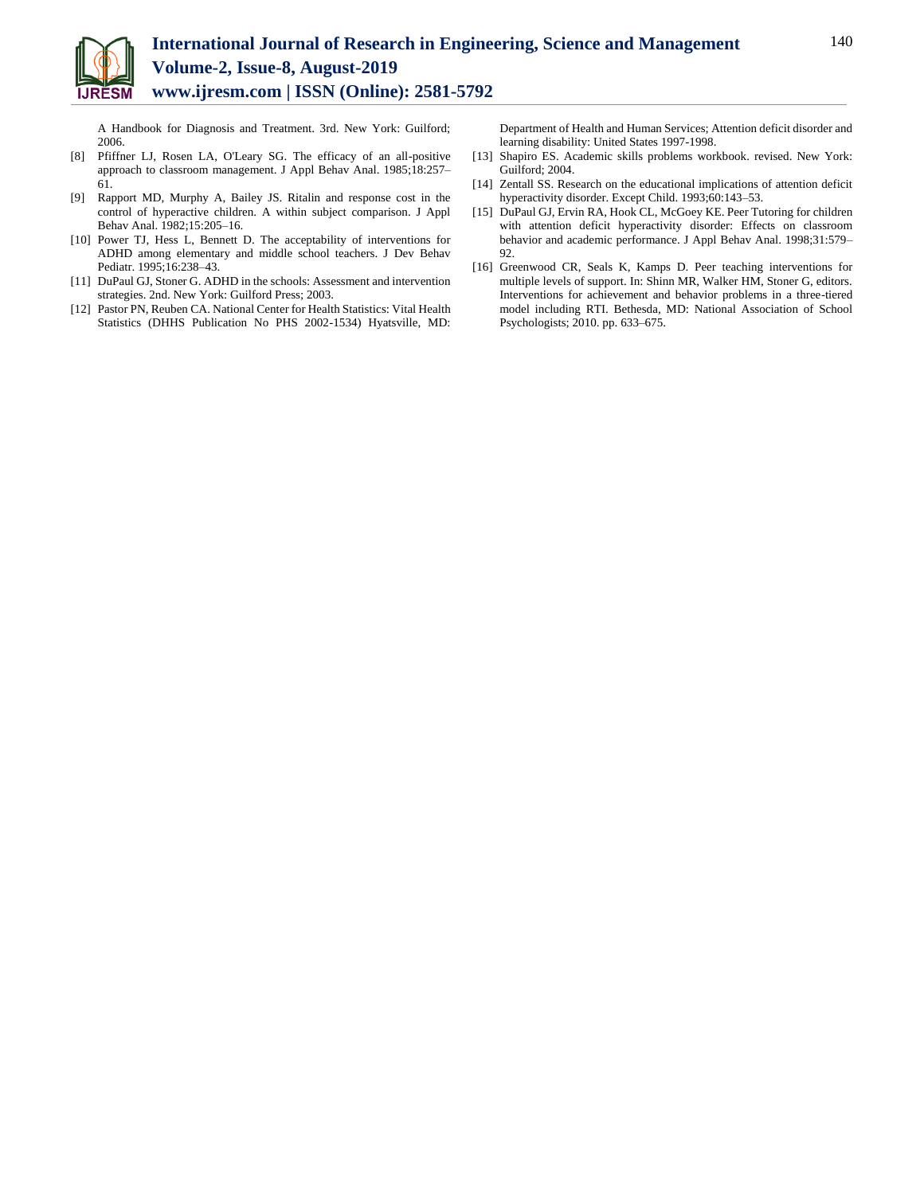A Handbook for Diagnosis and Treatment. 3rd. New York: Guilford; 2006.

[8] Pfiffner LJ, Rosen LA, O'Leary SG. The efficacy of an all-positive approach to classroom management. J Appl Behav Anal. 1985;18:257–61.

[9] Rapport MD, Murphy A, Bailey JS. Ritalin and response cost in the control of hyperactive children. A within subject comparison. J Appl Behav Anal. 1982;15:205–16.

[10] Power TJ, Hess L, Bennett D. The acceptability of interventions for ADHD among elementary and middle school teachers. J Dev Behav Pediatr. 1995;16:238–43.

[11] DuPaul GJ, Stoner G. ADHD in the schools: Assessment and intervention strategies. 2nd. New York: Guilford Press; 2003.

[12] Pastor PN, Reuben CA. National Center for Health Statistics: Vital Health Statistics (DHHS Publication No PHS 2002-1534) Hyatsville, MD: Department of Health and Human Services; Attention deficit disorder and learning disability: United States 1997-1998.

[13] Shapiro ES. Academic skills problems workbook. revised. New York: Guilford; 2004.

[14] Zentall SS. Research on the educational implications of attention deficit hyperactivity disorder. Except Child. 1993;60:143–53.

[15] DuPaul GJ, Ervin RA, Hook CL, McGoey KE. Peer Tutoring for children with attention deficit hyperactivity disorder: Effects on classroom behavior and academic performance. J Appl Behav Anal. 1998;31:579–92.

[16] Greenwood CR, Seals K, Kamps D. Peer teaching interventions for multiple levels of support. In: Shinn MR, Walker HM, Stoner G, editors. Interventions for achievement and behavior problems in a three-tiered model including RTI. Bethesda, MD: National Association of School Psychologists; 2010. pp. 633–675.